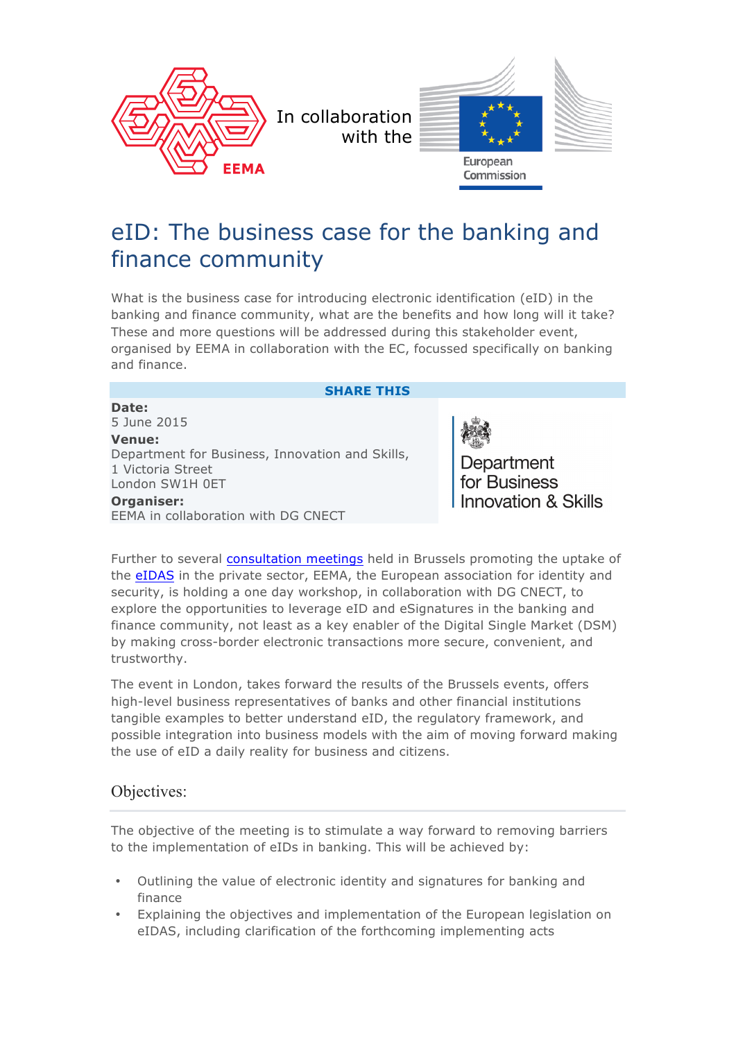In collaboration with the

European Commission

# eID: The business case for the banking and finance community

What is the business case for introducing electronic identification (eID) in the banking and finance community, what are the benefits and how long will it take? These and more questions will be addressed during this stakeholder event, organised by EEMA in collaboration with the EC, focussed specifically on banking and finance.

**SHARE THIS**

**Date:**
5 June 2015

**Venue:**
Department for Business, Innovation and Skills,
1 Victoria Street
London SW1H 0ET

**Organiser:**
EEMA in collaboration with DG CNECT

Department for Business Innovation & Skills

Further to several consultation meetings held in Brussels promoting the uptake of the eIDAS in the private sector, EEMA, the European association for identity and security, is holding a one day workshop, in collaboration with DG CNECT, to explore the opportunities to leverage eID and eSignatures in the banking and finance community, not least as a key enabler of the Digital Single Market (DSM) by making cross-border electronic transactions more secure, convenient, and trustworthy.

The event in London, takes forward the results of the Brussels events, offers high-level business representatives of banks and other financial institutions tangible examples to better understand eID, the regulatory framework, and possible integration into business models with the aim of moving forward making the use of eID a daily reality for business and citizens.

## Objectives:

The objective of the meeting is to stimulate a way forward to removing barriers to the implementation of eIDs in banking. This will be achieved by:

- Outlining the value of electronic identity and signatures for banking and finance
- Explaining the objectives and implementation of the European legislation on eIDAS, including clarification of the forthcoming implementing acts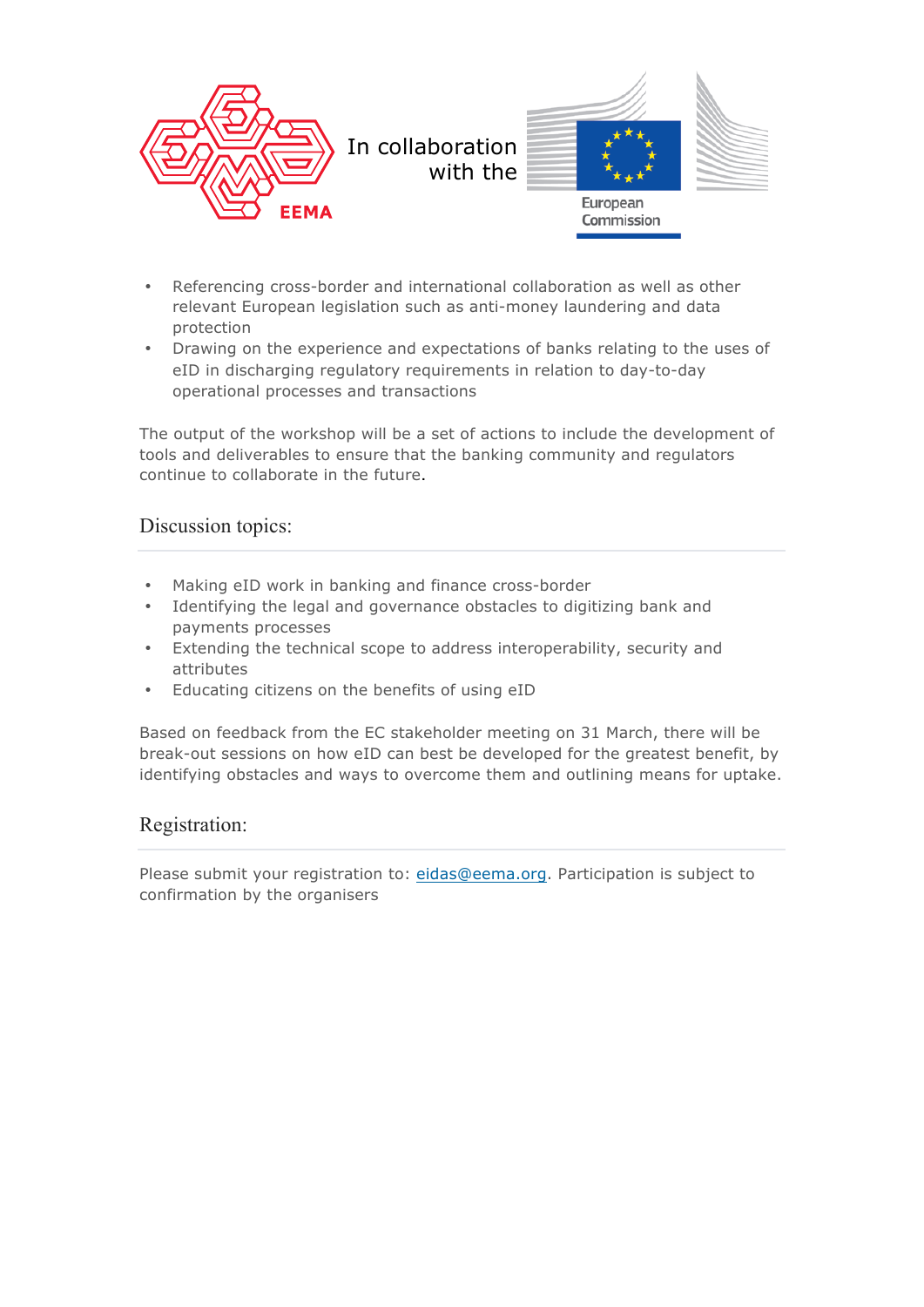In collaboration with the

European Commission

- Referencing cross-border and international collaboration as well as other relevant European legislation such as anti-money laundering and data protection
- Drawing on the experience and expectations of banks relating to the uses of eID in discharging regulatory requirements in relation to day-to-day operational processes and transactions

The output of the workshop will be a set of actions to include the development of tools and deliverables to ensure that the banking community and regulators continue to collaborate in the future.

## Discussion topics:

- Making eID work in banking and finance cross-border
- Identifying the legal and governance obstacles to digitizing bank and payments processes
- Extending the technical scope to address interoperability, security and attributes
- Educating citizens on the benefits of using eID

Based on feedback from the EC stakeholder meeting on 31 March, there will be break-out sessions on how eID can best be developed for the greatest benefit, by identifying obstacles and ways to overcome them and outlining means for uptake.

## Registration:

Please submit your registration to: eidas@eema.org. Participation is subject to confirmation by the organisers